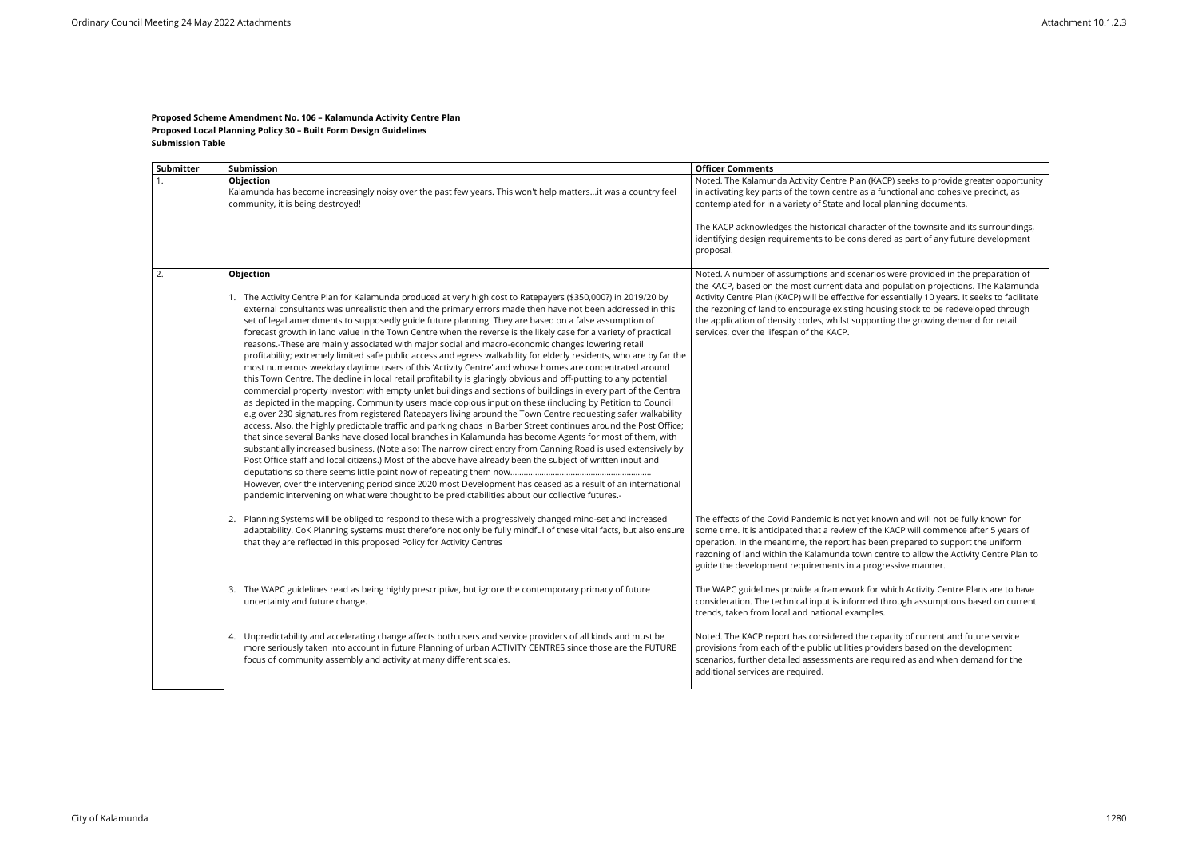**Proposed Scheme Amendment No. 106 – Kalamunda Activity Centre Plan**
**Proposed Local Planning Policy 30 – Built Form Design Guidelines**
**Submission Table**

| Submitter | Submission | Officer Comments |
|---|---|---|
| 1. | **Objection**<br>Kalamunda has become increasingly noisy over the past few years. This won't help matters…it was a country feel community, it is being destroyed! | Noted. The Kalamunda Activity Centre Plan (KACP) seeks to provide greater opportunity in activating key parts of the town centre as a functional and cohesive precinct, as contemplated for in a variety of State and local planning documents.<br><br>The KACP acknowledges the historical character of the townsite and its surroundings, identifying design requirements to be considered as part of any future development proposal. |
| 2. | **Objection**<br><br>1. The Activity Centre Plan for Kalamunda produced at very high cost to Ratepayers ($350,000?) in 2019/20 by external consultants was unrealistic then and the primary errors made then have not been addressed in this set of legal amendments to supposedly guide future planning. They are based on a false assumption of forecast growth in land value in the Town Centre when the reverse is the likely case for a variety of practical reasons.-These are mainly associated with major social and macro-economic changes lowering retail profitability; extremely limited safe public access and egress walkability for elderly residents, who are by far the most numerous weekday daytime users of this 'Activity Centre' and whose homes are concentrated around this Town Centre. The decline in local retail profitability is glaringly obvious and off-putting to any potential commercial property investor; with empty unlet buildings and sections of buildings in every part of the Centra as depicted in the mapping. Community users made copious input on these (including by Petition to Council e.g over 230 signatures from registered Ratepayers living around the Town Centre requesting safer walkability access. Also, the highly predictable traffic and parking chaos in Barber Street continues around the Post Office; that since several Banks have closed local branches in Kalamunda has become Agents for most of them, with substantially increased business. (Note also: The narrow direct entry from Canning Road is used extensively by Post Office staff and local citizens.) Most of the above have already been the subject of written input and deputations so there seems little point now of repeating them now……………………………………………………<br>However, over the intervening period since 2020 most Development has ceased as a result of an international pandemic intervening on what were thought to be predictabilities about our collective futures.- | Noted. A number of assumptions and scenarios were provided in the preparation of the KACP, based on the most current data and population projections. The Kalamunda Activity Centre Plan (KACP) will be effective for essentially 10 years. It seeks to facilitate the rezoning of land to encourage existing housing stock to be redeveloped through the application of density codes, whilst supporting the growing demand for retail services, over the lifespan of the KACP. |
| | 2. Planning Systems will be obliged to respond to these with a progressively changed mind-set and increased adaptability. CoK Planning systems must therefore not only be fully mindful of these vital facts, but also ensure that they are reflected in this proposed Policy for Activity Centres | The effects of the Covid Pandemic is not yet known and will not be fully known for some time. It is anticipated that a review of the KACP will commence after 5 years of operation. In the meantime, the report has been prepared to support the uniform rezoning of land within the Kalamunda town centre to allow the Activity Centre Plan to guide the development requirements in a progressive manner. |
| | 3. The WAPC guidelines read as being highly prescriptive, but ignore the contemporary primacy of future uncertainty and future change. | The WAPC guidelines provide a framework for which Activity Centre Plans are to have consideration. The technical input is informed through assumptions based on current trends, taken from local and national examples. |
| | 4. Unpredictability and accelerating change affects both users and service providers of all kinds and must be more seriously taken into account in future Planning of urban ACTIVITY CENTRES since those are the FUTURE focus of community assembly and activity at many different scales. | Noted. The KACP report has considered the capacity of current and future service provisions from each of the public utilities providers based on the development scenarios, further detailed assessments are required as and when demand for the additional services are required. |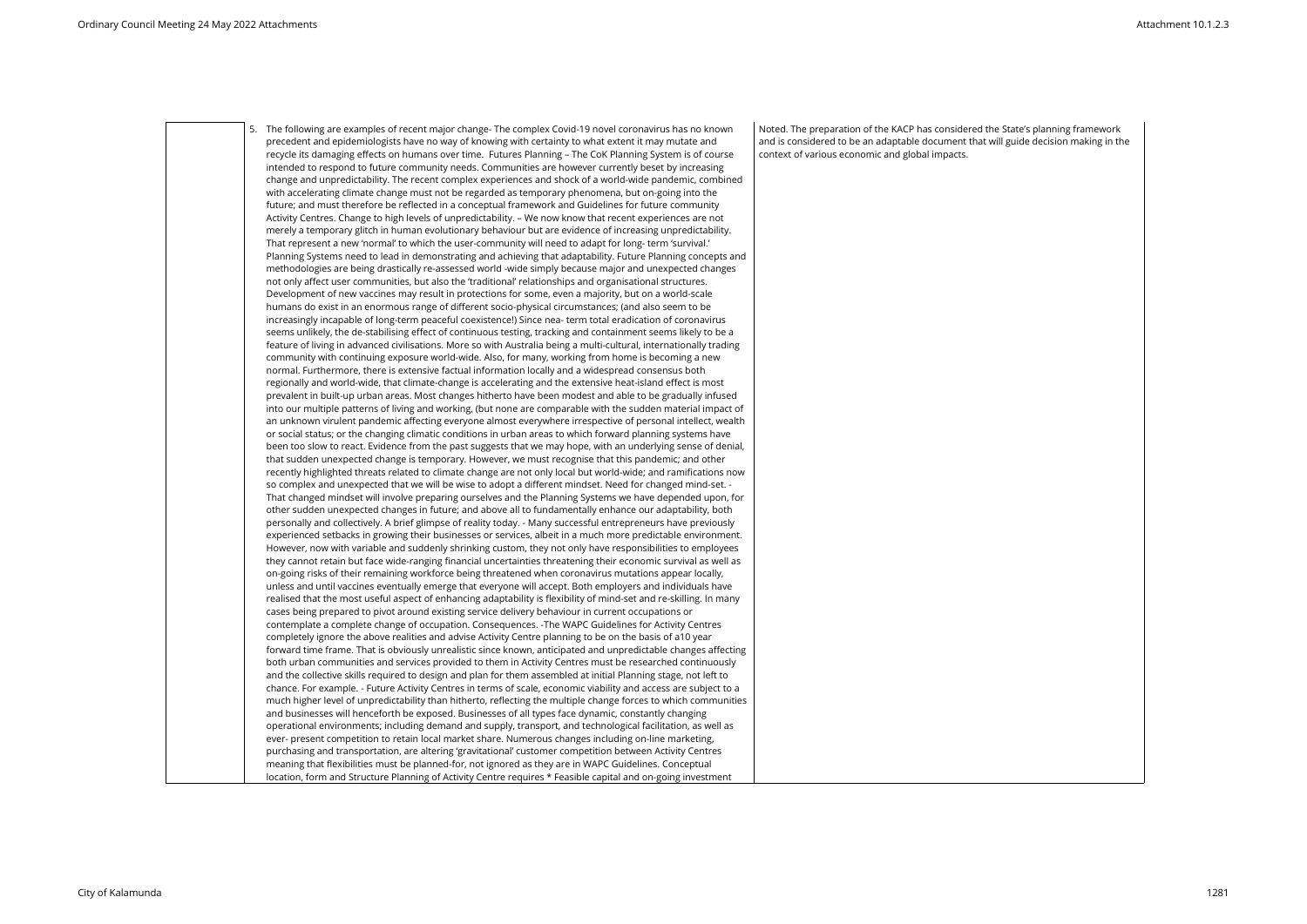| | | |
|---|---|---|
| | 5. The following are examples of recent major change- The complex Covid-19 novel coronavirus has no known precedent and epidemiologists have no way of knowing with certainty to what extent it may mutate and recycle its damaging effects on humans over time. Futures Planning – The CoK Planning System is of course intended to respond to future community needs. Communities are however currently beset by increasing change and unpredictability. The recent complex experiences and shock of a world-wide pandemic, combined with accelerating climate change must not be regarded as temporary phenomena, but on-going into the future; and must therefore be reflected in a conceptual framework and Guidelines for future community Activity Centres. Change to high levels of unpredictability. – We now know that recent experiences are not merely a temporary glitch in human evolutionary behaviour but are evidence of increasing unpredictability. That represent a new 'normal' to which the user-community will need to adapt for long- term 'survival.' Planning Systems need to lead in demonstrating and achieving that adaptability. Future Planning concepts and methodologies are being drastically re-assessed world -wide simply because major and unexpected changes not only affect user communities, but also the 'traditional' relationships and organisational structures. Development of new vaccines may result in protections for some, even a majority, but on a world-scale humans do exist in an enormous range of different socio-physical circumstances; (and also seem to be increasingly incapable of long-term peaceful coexistence!) Since nea- term total eradication of coronavirus seems unlikely, the de-stabilising effect of continuous testing, tracking and containment seems likely to be a feature of living in advanced civilisations. More so with Australia being a multi-cultural, internationally trading community with continuing exposure world-wide. Also, for many, working from home is becoming a new normal. Furthermore, there is extensive factual information locally and a widespread consensus both regionally and world-wide, that climate-change is accelerating and the extensive heat-island effect is most prevalent in built-up urban areas. Most changes hitherto have been modest and able to be gradually infused into our multiple patterns of living and working, (but none are comparable with the sudden material impact of an unknown virulent pandemic affecting everyone almost everywhere irrespective of personal intellect, wealth or social status; or the changing climatic conditions in urban areas to which forward planning systems have been too slow to react. Evidence from the past suggests that we may hope, with an underlying sense of denial, that sudden unexpected change is temporary. However, we must recognise that this pandemic; and other recently highlighted threats related to climate change are not only local but world-wide; and ramifications now so complex and unexpected that we will be wise to adopt a different mindset. Need for changed mind-set. - That changed mindset will involve preparing ourselves and the Planning Systems we have depended upon, for other sudden unexpected changes in future; and above all to fundamentally enhance our adaptability, both personally and collectively. A brief glimpse of reality today. - Many successful entrepreneurs have previously experienced setbacks in growing their businesses or services, albeit in a much more predictable environment. However, now with variable and suddenly shrinking custom, they not only have responsibilities to employees they cannot retain but face wide-ranging financial uncertainties threatening their economic survival as well as on-going risks of their remaining workforce being threatened when coronavirus mutations appear locally, unless and until vaccines eventually emerge that everyone will accept. Both employers and individuals have realised that the most useful aspect of enhancing adaptability is flexibility of mind-set and re-skilling. In many cases being prepared to pivot around existing service delivery behaviour in current occupations or contemplate a complete change of occupation. Consequences. -The WAPC Guidelines for Activity Centres completely ignore the above realities and advise Activity Centre planning to be on the basis of a10 year forward time frame. That is obviously unrealistic since known, anticipated and unpredictable changes affecting both urban communities and services provided to them in Activity Centres must be researched continuously and the collective skills required to design and plan for them assembled at initial Planning stage, not left to chance. For example. - Future Activity Centres in terms of scale, economic viability and access are subject to a much higher level of unpredictability than hitherto, reflecting the multiple change forces to which communities and businesses will henceforth be exposed. Businesses of all types face dynamic, constantly changing operational environments; including demand and supply, transport, and technological facilitation, as well as ever- present competition to retain local market share. Numerous changes including on-line marketing, purchasing and transportation, are altering 'gravitational' customer competition between Activity Centres meaning that flexibilities must be planned-for, not ignored as they are in WAPC Guidelines. Conceptual location, form and Structure Planning of Activity Centre requires * Feasible capital and on-going investment | Noted. The preparation of the KACP has considered the State's planning framework and is considered to be an adaptable document that will guide decision making in the context of various economic and global impacts. |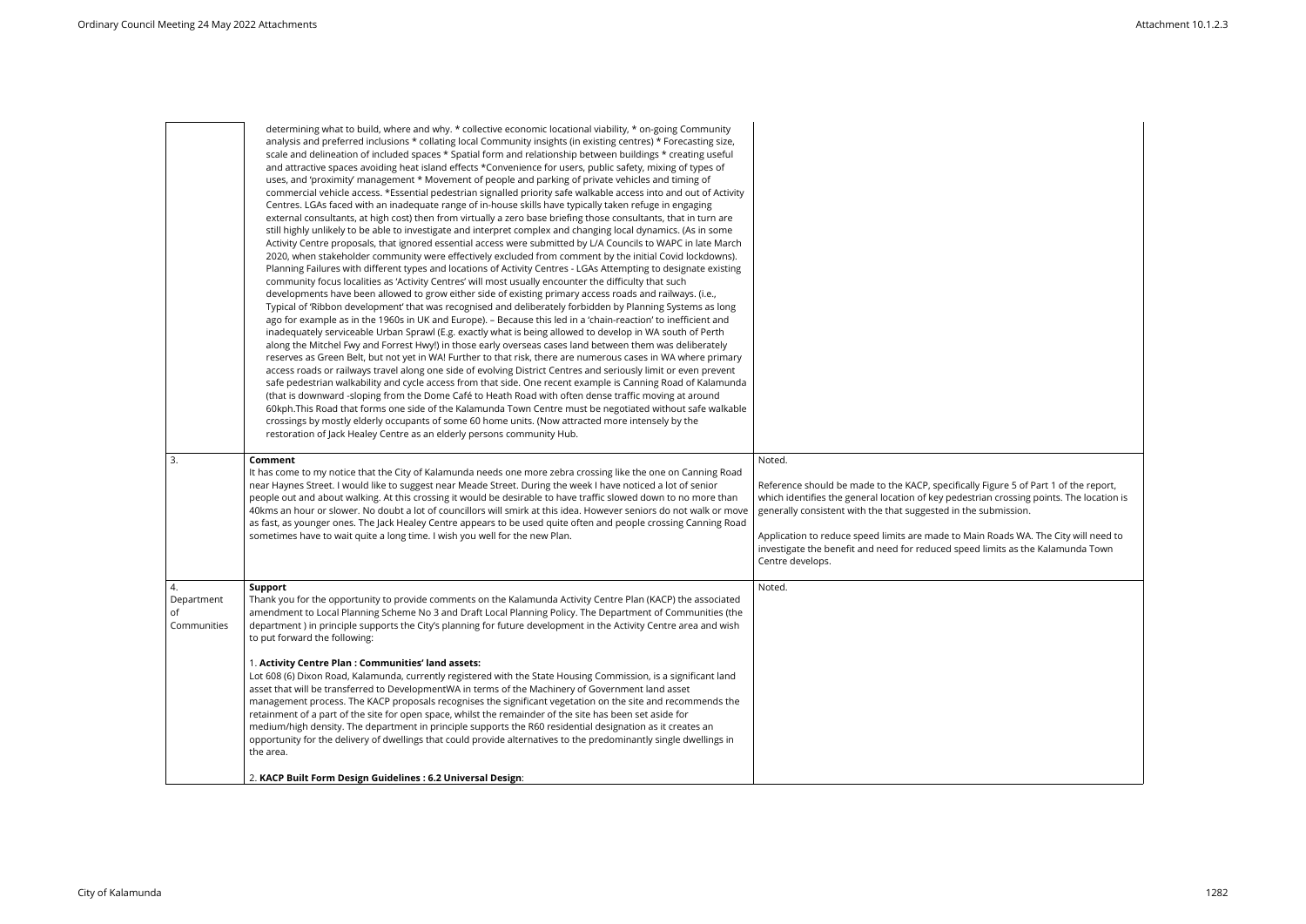| | | |
|---|---|---|
| | determining what to build, where and why. * collective economic locational viability, * on-going Community analysis and preferred inclusions * collating local Community insights (in existing centres) * Forecasting size, scale and delineation of included spaces * Spatial form and relationship between buildings * creating useful and attractive spaces avoiding heat island effects *Convenience for users, public safety, mixing of types of uses, and 'proximity' management * Movement of people and parking of private vehicles and timing of commercial vehicle access. *Essential pedestrian signalled priority safe walkable access into and out of Activity Centres. LGAs faced with an inadequate range of in-house skills have typically taken refuge in engaging external consultants, at high cost) then from virtually a zero base briefing those consultants, that in turn are still highly unlikely to be able to investigate and interpret complex and changing local dynamics. (As in some Activity Centre proposals, that ignored essential access were submitted by L/A Councils to WAPC in late March 2020, when stakeholder community were effectively excluded from comment by the initial Covid lockdowns). Planning Failures with different types and locations of Activity Centres - LGAs Attempting to designate existing community focus localities as 'Activity Centres' will most usually encounter the difficulty that such developments have been allowed to grow either side of existing primary access roads and railways. (i.e., Typical of 'Ribbon development' that was recognised and deliberately forbidden by Planning Systems as long ago for example as in the 1960s in UK and Europe). – Because this led in a 'chain-reaction' to inefficient and inadequately serviceable Urban Sprawl (E.g. exactly what is being allowed to develop in WA south of Perth along the Mitchel Fwy and Forrest Hwy!) in those early overseas cases land between them was deliberately reserves as Green Belt, but not yet in WA! Further to that risk, there are numerous cases in WA where primary access roads or railways travel along one side of evolving District Centres and seriously limit or even prevent safe pedestrian walkability and cycle access from that side. One recent example is Canning Road of Kalamunda (that is downward -sloping from the Dome Café to Heath Road with often dense traffic moving at around 60kph.This Road that forms one side of the Kalamunda Town Centre must be negotiated without safe walkable crossings by mostly elderly occupants of some 60 home units. (Now attracted more intensely by the restoration of Jack Healey Centre as an elderly persons community Hub. | |
| 3. | **Comment**<br>It has come to my notice that the City of Kalamunda needs one more zebra crossing like the one on Canning Road near Haynes Street. I would like to suggest near Meade Street. During the week I have noticed a lot of senior people out and about walking. At this crossing it would be desirable to have traffic slowed down to no more than 40kms an hour or slower. No doubt a lot of councillors will smirk at this idea. However seniors do not walk or move as fast, as younger ones. The Jack Healey Centre appears to be used quite often and people crossing Canning Road sometimes have to wait quite a long time. I wish you well for the new Plan. | Noted.<br><br>Reference should be made to the KACP, specifically Figure 5 of Part 1 of the report, which identifies the general location of key pedestrian crossing points. The location is generally consistent with the that suggested in the submission.<br><br>Application to reduce speed limits are made to Main Roads WA. The City will need to investigate the benefit and need for reduced speed limits as the Kalamunda Town Centre develops. |
| 4.<br>Department of Communities | **Support**<br>Thank you for the opportunity to provide comments on the Kalamunda Activity Centre Plan (KACP) the associated amendment to Local Planning Scheme No 3 and Draft Local Planning Policy. The Department of Communities (the department ) in principle supports the City's planning for future development in the Activity Centre area and wish to put forward the following:<br><br>1. **Activity Centre Plan : Communities' land assets:**<br>Lot 608 (6) Dixon Road, Kalamunda, currently registered with the State Housing Commission, is a significant land asset that will be transferred to DevelopmentWA in terms of the Machinery of Government land asset management process. The KACP proposals recognises the significant vegetation on the site and recommends the retainment of a part of the site for open space, whilst the remainder of the site has been set aside for medium/high density. The department in principle supports the R60 residential designation as it creates an opportunity for the delivery of dwellings that could provide alternatives to the predominantly single dwellings in the area.<br><br>2. **KACP Built Form Design Guidelines : 6.2 Universal Design**: | Noted. |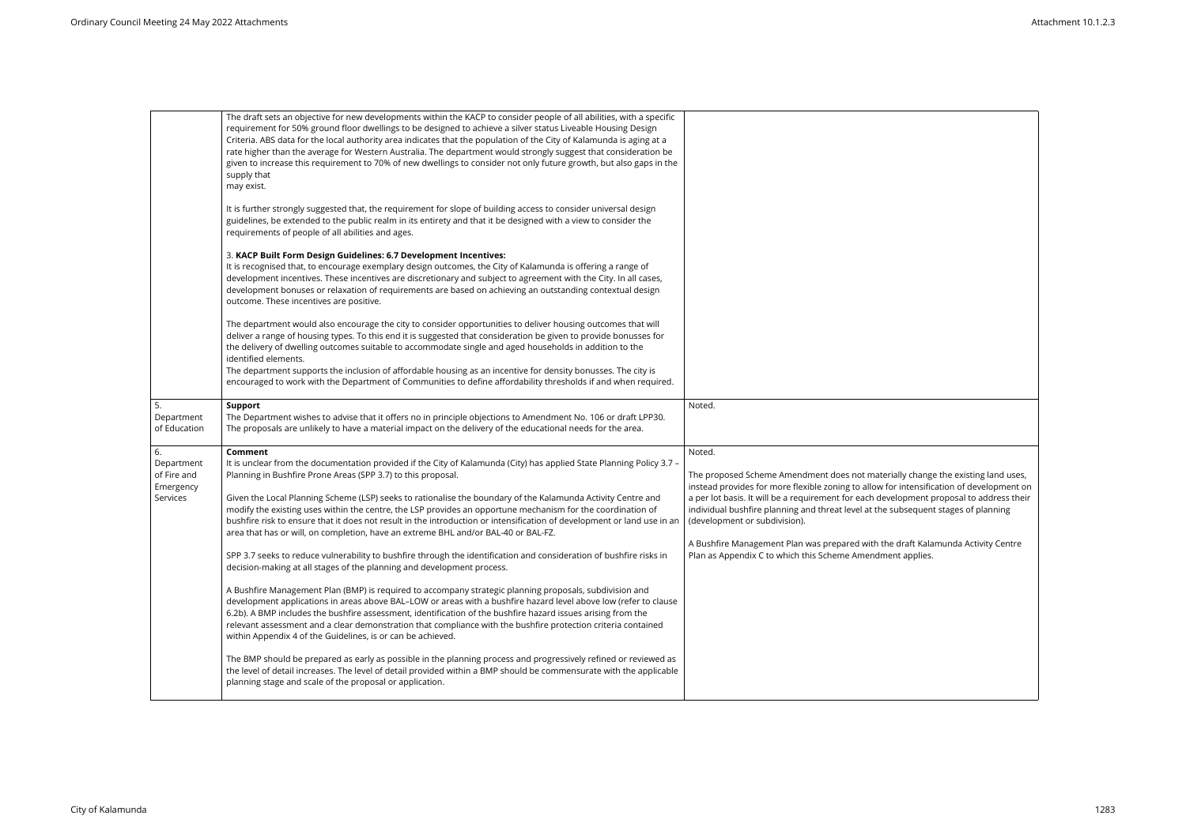| | | |
|---|---|---|
| | The draft sets an objective for new developments within the KACP to consider people of all abilities, with a specific requirement for 50% ground floor dwellings to be designed to achieve a silver status Liveable Housing Design Criteria. ABS data for the local authority area indicates that the population of the City of Kalamunda is aging at a rate higher than the average for Western Australia. The department would strongly suggest that consideration be given to increase this requirement to 70% of new dwellings to consider not only future growth, but also gaps in the supply that may exist.<br><br>It is further strongly suggested that, the requirement for slope of building access to consider universal design guidelines, be extended to the public realm in its entirety and that it be designed with a view to consider the requirements of people of all abilities and ages.<br><br>3. **KACP Built Form Design Guidelines: 6.7 Development Incentives:**<br>It is recognised that, to encourage exemplary design outcomes, the City of Kalamunda is offering a range of development incentives. These incentives are discretionary and subject to agreement with the City. In all cases, development bonuses or relaxation of requirements are based on achieving an outstanding contextual design outcome. These incentives are positive.<br><br>The department would also encourage the city to consider opportunities to deliver housing outcomes that will deliver a range of housing types. To this end it is suggested that consideration be given to provide bonusses for the delivery of dwelling outcomes suitable to accommodate single and aged households in addition to the identified elements.<br>The department supports the inclusion of affordable housing as an incentive for density bonusses. The city is encouraged to work with the Department of Communities to define affordability thresholds if and when required. | |
| 5. Department of Education | **Support**<br>The Department wishes to advise that it offers no in principle objections to Amendment No. 106 or draft LPP30. The proposals are unlikely to have a material impact on the delivery of the educational needs for the area. | Noted. |
| 6. Department of Fire and Emergency Services | **Comment**<br>It is unclear from the documentation provided if the City of Kalamunda (City) has applied State Planning Policy 3.7 – Planning in Bushfire Prone Areas (SPP 3.7) to this proposal.<br><br>Given the Local Planning Scheme (LSP) seeks to rationalise the boundary of the Kalamunda Activity Centre and modify the existing uses within the centre, the LSP provides an opportune mechanism for the coordination of bushfire risk to ensure that it does not result in the introduction or intensification of development or land use in an area that has or will, on completion, have an extreme BHL and/or BAL-40 or BAL-FZ.<br><br>SPP 3.7 seeks to reduce vulnerability to bushfire through the identification and consideration of bushfire risks in decision-making at all stages of the planning and development process.<br><br>A Bushfire Management Plan (BMP) is required to accompany strategic planning proposals, subdivision and development applications in areas above BAL–LOW or areas with a bushfire hazard level above low (refer to clause 6.2b). A BMP includes the bushfire assessment, identification of the bushfire hazard issues arising from the relevant assessment and a clear demonstration that compliance with the bushfire protection criteria contained within Appendix 4 of the Guidelines, is or can be achieved.<br><br>The BMP should be prepared as early as possible in the planning process and progressively refined or reviewed as the level of detail increases. The level of detail provided within a BMP should be commensurate with the applicable planning stage and scale of the proposal or application. | Noted.<br><br>The proposed Scheme Amendment does not materially change the existing land uses, instead provides for more flexible zoning to allow for intensification of development on a per lot basis. It will be a requirement for each development proposal to address their individual bushfire planning and threat level at the subsequent stages of planning (development or subdivision).<br><br>A Bushfire Management Plan was prepared with the draft Kalamunda Activity Centre Plan as Appendix C to which this Scheme Amendment applies. |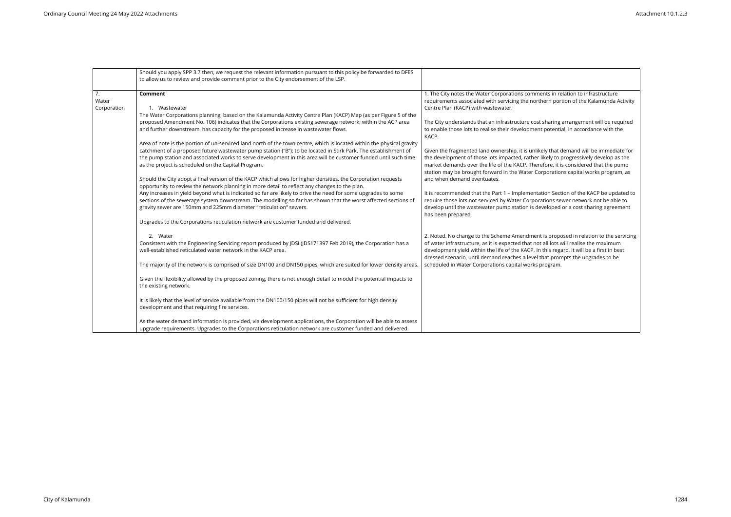| | | |
|---|---|---|
| | Should you apply SPP 3.7 then, we request the relevant information pursuant to this policy be forwarded to DFES to allow us to review and provide comment prior to the City endorsement of the LSP. | |
| 7. Water Corporation | **Comment**<br><br>1. Wastewater<br>The Water Corporations planning, based on the Kalamunda Activity Centre Plan (KACP) Map (as per Figure 5 of the proposed Amendment No. 106) indicates that the Corporations existing sewerage network; within the ACP area and further downstream, has capacity for the proposed increase in wastewater flows.<br><br>Area of note is the portion of un-serviced land north of the town centre, which is located within the physical gravity catchment of a proposed future wastewater pump station ("B"); to be located in Stirk Park. The establishment of the pump station and associated works to serve development in this area will be customer funded until such time as the project is scheduled on the Capital Program.<br><br>Should the City adopt a final version of the KACP which allows for higher densities, the Corporation requests opportunity to review the network planning in more detail to reflect any changes to the plan.<br>Any increases in yield beyond what is indicated so far are likely to drive the need for some upgrades to some sections of the sewerage system downstream. The modelling so far has shown that the worst affected sections of gravity sewer are 150mm and 225mm diameter "reticulation" sewers.<br><br>Upgrades to the Corporations reticulation network are customer funded and delivered.<br><br>2. Water<br>Consistent with the Engineering Servicing report produced by JDSI (JDS171397 Feb 2019), the Corporation has a well-established reticulated water network in the KACP area.<br><br>The majority of the network is comprised of size DN100 and DN150 pipes, which are suited for lower density areas.<br><br>Given the flexibility allowed by the proposed zoning, there is not enough detail to model the potential impacts to the existing network.<br><br>It is likely that the level of service available from the DN100/150 pipes will not be sufficient for high density development and that requiring fire services.<br><br>As the water demand information is provided, via development applications, the Corporation will be able to assess upgrade requirements. Upgrades to the Corporations reticulation network are customer funded and delivered. | 1. The City notes the Water Corporations comments in relation to infrastructure requirements associated with servicing the northern portion of the Kalamunda Activity Centre Plan (KACP) with wastewater.<br><br>The City understands that an infrastructure cost sharing arrangement will be required to enable those lots to realise their development potential, in accordance with the KACP.<br><br>Given the fragmented land ownership, it is unlikely that demand will be immediate for the development of those lots impacted, rather likely to progressively develop as the market demands over the life of the KACP. Therefore, it is considered that the pump station may be brought forward in the Water Corporations capital works program, as and when demand eventuates.<br><br>It is recommended that the Part 1 – Implementation Section of the KACP be updated to require those lots not serviced by Water Corporations sewer network not be able to develop until the wastewater pump station is developed or a cost sharing agreement has been prepared.<br><br>2. Noted. No change to the Scheme Amendment is proposed in relation to the servicing of water infrastructure, as it is expected that not all lots will realise the maximum development yield within the life of the KACP. In this regard, it will be a first in best dressed scenario, until demand reaches a level that prompts the upgrades to be scheduled in Water Corporations capital works program. |